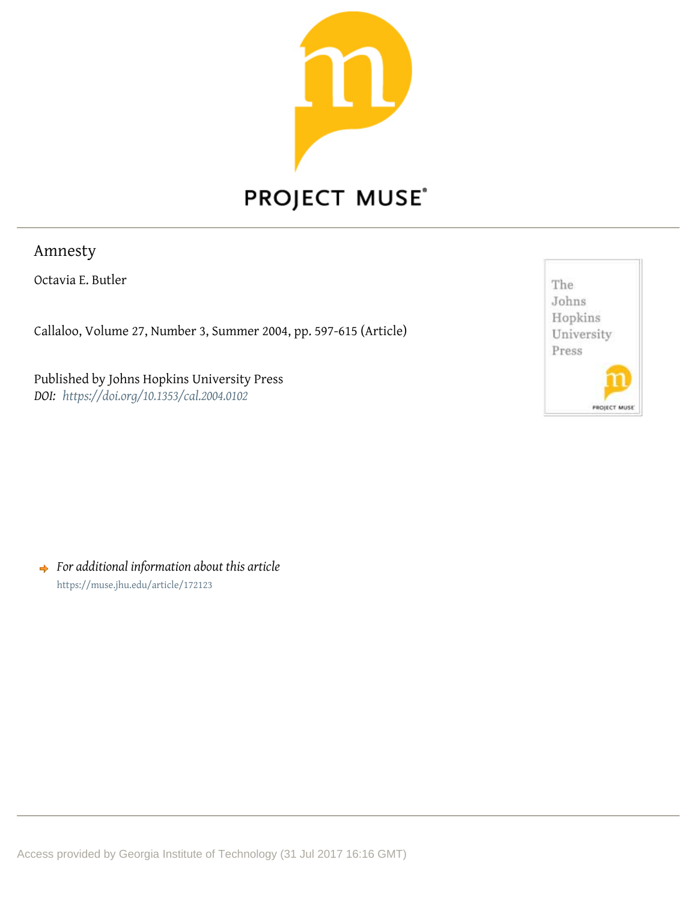PROJECT MUSE®

# Amnesty

Octavia E. Butler

Callaloo, Volume 27, Number 3, Summer 2004, pp. 597-615 (Article)

Published by Johns Hopkins University Press

*DOI: https://doi.org/10.1353/cal.2004.0102*

*For additional information about this article*

https://muse.jhu.edu/article/172123

Access provided by Georgia Institute of Technology (31 Jul 2017 16:16 GMT)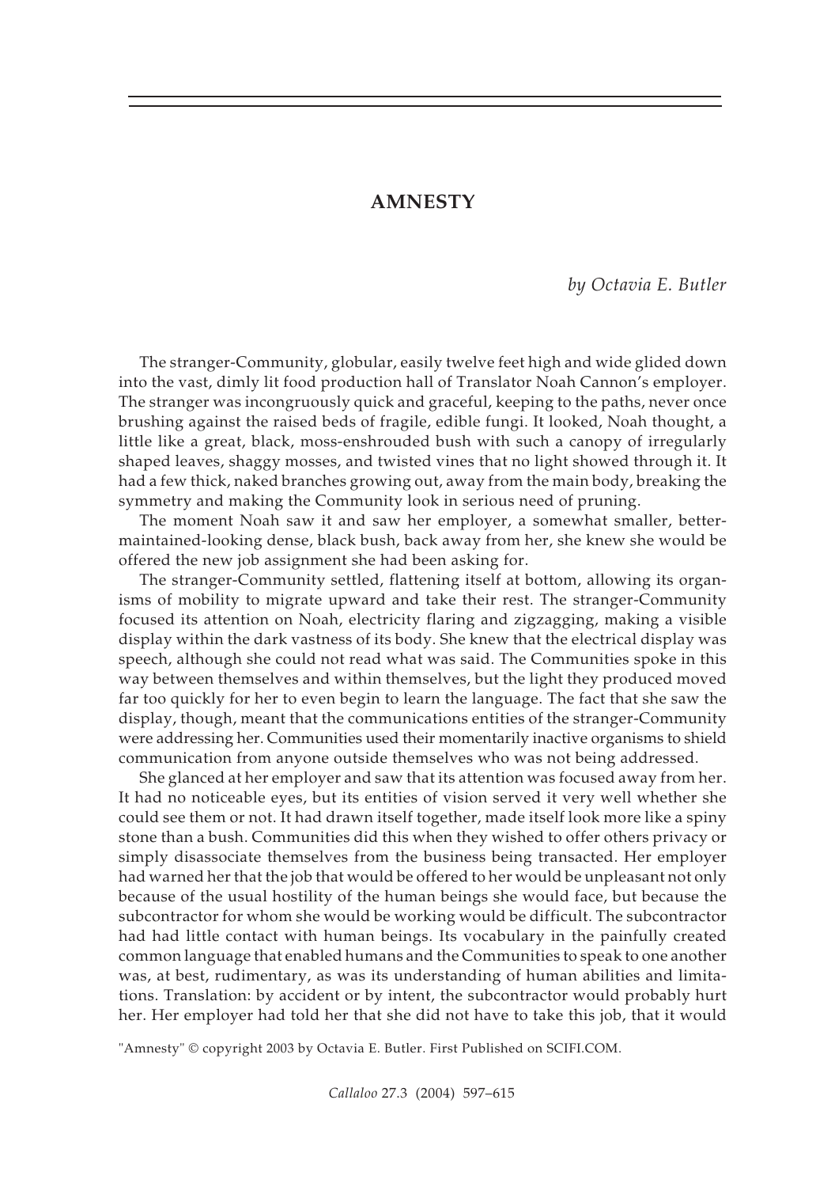# AMNESTY

*by Octavia E. Butler*

The stranger-Community, globular, easily twelve feet high and wide glided down into the vast, dimly lit food production hall of Translator Noah Cannon's employer. The stranger was incongruously quick and graceful, keeping to the paths, never once brushing against the raised beds of fragile, edible fungi. It looked, Noah thought, a little like a great, black, moss-enshrouded bush with such a canopy of irregularly shaped leaves, shaggy mosses, and twisted vines that no light showed through it. It had a few thick, naked branches growing out, away from the main body, breaking the symmetry and making the Community look in serious need of pruning.

The moment Noah saw it and saw her employer, a somewhat smaller, better-maintained-looking dense, black bush, back away from her, she knew she would be offered the new job assignment she had been asking for.

The stranger-Community settled, flattening itself at bottom, allowing its organisms of mobility to migrate upward and take their rest. The stranger-Community focused its attention on Noah, electricity flaring and zigzagging, making a visible display within the dark vastness of its body. She knew that the electrical display was speech, although she could not read what was said. The Communities spoke in this way between themselves and within themselves, but the light they produced moved far too quickly for her to even begin to learn the language. The fact that she saw the display, though, meant that the communications entities of the stranger-Community were addressing her. Communities used their momentarily inactive organisms to shield communication from anyone outside themselves who was not being addressed.

She glanced at her employer and saw that its attention was focused away from her. It had no noticeable eyes, but its entities of vision served it very well whether she could see them or not. It had drawn itself together, made itself look more like a spiny stone than a bush. Communities did this when they wished to offer others privacy or simply disassociate themselves from the business being transacted. Her employer had warned her that the job that would be offered to her would be unpleasant not only because of the usual hostility of the human beings she would face, but because the subcontractor for whom she would be working would be difficult. The subcontractor had had little contact with human beings. Its vocabulary in the painfully created common language that enabled humans and the Communities to speak to one another was, at best, rudimentary, as was its understanding of human abilities and limitations. Translation: by accident or by intent, the subcontractor would probably hurt her. Her employer had told her that she did not have to take this job, that it would

"Amnesty" © copyright 2003 by Octavia E. Butler. First Published on SCIFI.COM.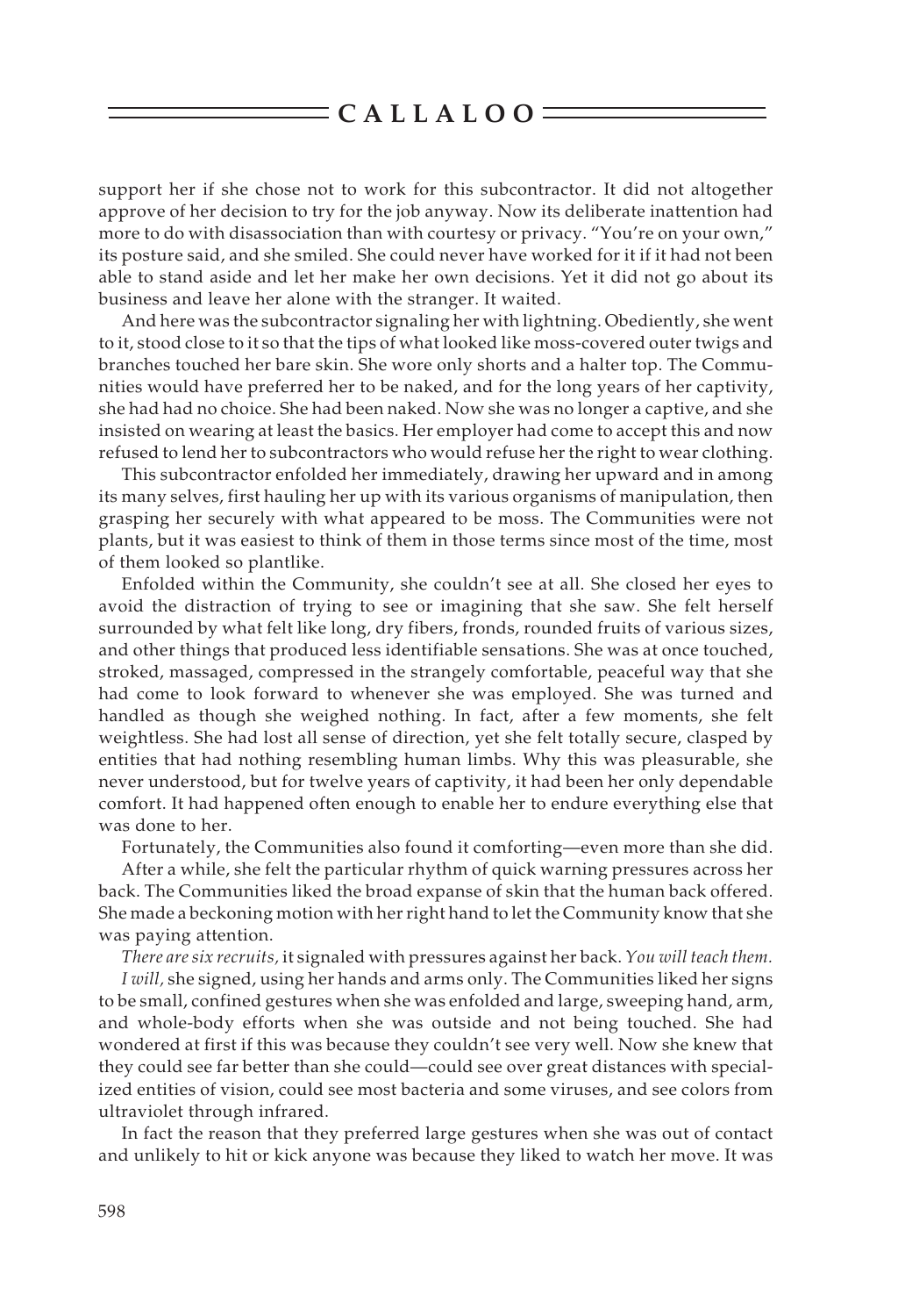support her if she chose not to work for this subcontractor. It did not altogether approve of her decision to try for the job anyway. Now its deliberate inattention had more to do with disassociation than with courtesy or privacy. "You're on your own," its posture said, and she smiled. She could never have worked for it if it had not been able to stand aside and let her make her own decisions. Yet it did not go about its business and leave her alone with the stranger. It waited.

And here was the subcontractor signaling her with lightning. Obediently, she went to it, stood close to it so that the tips of what looked like moss-covered outer twigs and branches touched her bare skin. She wore only shorts and a halter top. The Communities would have preferred her to be naked, and for the long years of her captivity, she had had no choice. She had been naked. Now she was no longer a captive, and she insisted on wearing at least the basics. Her employer had come to accept this and now refused to lend her to subcontractors who would refuse her the right to wear clothing.

This subcontractor enfolded her immediately, drawing her upward and in among its many selves, first hauling her up with its various organisms of manipulation, then grasping her securely with what appeared to be moss. The Communities were not plants, but it was easiest to think of them in those terms since most of the time, most of them looked so plantlike.

Enfolded within the Community, she couldn't see at all. She closed her eyes to avoid the distraction of trying to see or imagining that she saw. She felt herself surrounded by what felt like long, dry fibers, fronds, rounded fruits of various sizes, and other things that produced less identifiable sensations. She was at once touched, stroked, massaged, compressed in the strangely comfortable, peaceful way that she had come to look forward to whenever she was employed. She was turned and handled as though she weighed nothing. In fact, after a few moments, she felt weightless. She had lost all sense of direction, yet she felt totally secure, clasped by entities that had nothing resembling human limbs. Why this was pleasurable, she never understood, but for twelve years of captivity, it had been her only dependable comfort. It had happened often enough to enable her to endure everything else that was done to her.

Fortunately, the Communities also found it comforting—even more than she did.

After a while, she felt the particular rhythm of quick warning pressures across her back. The Communities liked the broad expanse of skin that the human back offered. She made a beckoning motion with her right hand to let the Community know that she was paying attention.

*There are six recruits,* it signaled with pressures against her back. *You will teach them.*

*I will,* she signed, using her hands and arms only. The Communities liked her signs to be small, confined gestures when she was enfolded and large, sweeping hand, arm, and whole-body efforts when she was outside and not being touched. She had wondered at first if this was because they couldn't see very well. Now she knew that they could see far better than she could—could see over great distances with specialized entities of vision, could see most bacteria and some viruses, and see colors from ultraviolet through infrared.

In fact the reason that they preferred large gestures when she was out of contact and unlikely to hit or kick anyone was because they liked to watch her move. It was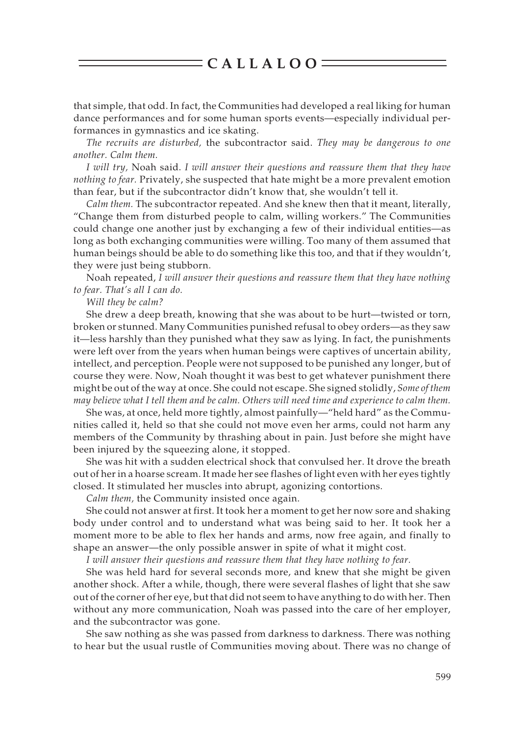that simple, that odd. In fact, the Communities had developed a real liking for human dance performances and for some human sports events—especially individual performances in gymnastics and ice skating.

*The recruits are disturbed,* the subcontractor said. *They may be dangerous to one another. Calm them.*

*I will try,* Noah said. *I will answer their questions and reassure them that they have nothing to fear.* Privately, she suspected that hate might be a more prevalent emotion than fear, but if the subcontractor didn't know that, she wouldn't tell it.

*Calm them.* The subcontractor repeated. And she knew then that it meant, literally, "Change them from disturbed people to calm, willing workers." The Communities could change one another just by exchanging a few of their individual entities—as long as both exchanging communities were willing. Too many of them assumed that human beings should be able to do something like this too, and that if they wouldn't, they were just being stubborn.

Noah repeated, *I will answer their questions and reassure them that they have nothing to fear. That's all I can do.*

*Will they be calm?*

She drew a deep breath, knowing that she was about to be hurt—twisted or torn, broken or stunned. Many Communities punished refusal to obey orders—as they saw it—less harshly than they punished what they saw as lying. In fact, the punishments were left over from the years when human beings were captives of uncertain ability, intellect, and perception. People were not supposed to be punished any longer, but of course they were. Now, Noah thought it was best to get whatever punishment there might be out of the way at once. She could not escape. She signed stolidly, *Some of them may believe what I tell them and be calm. Others will need time and experience to calm them.*

She was, at once, held more tightly, almost painfully—"held hard" as the Communities called it, held so that she could not move even her arms, could not harm any members of the Community by thrashing about in pain. Just before she might have been injured by the squeezing alone, it stopped.

She was hit with a sudden electrical shock that convulsed her. It drove the breath out of her in a hoarse scream. It made her see flashes of light even with her eyes tightly closed. It stimulated her muscles into abrupt, agonizing contortions.

*Calm them,* the Community insisted once again.

She could not answer at first. It took her a moment to get her now sore and shaking body under control and to understand what was being said to her. It took her a moment more to be able to flex her hands and arms, now free again, and finally to shape an answer—the only possible answer in spite of what it might cost.

*I will answer their questions and reassure them that they have nothing to fear.*

She was held hard for several seconds more, and knew that she might be given another shock. After a while, though, there were several flashes of light that she saw out of the corner of her eye, but that did not seem to have anything to do with her. Then without any more communication, Noah was passed into the care of her employer, and the subcontractor was gone.

She saw nothing as she was passed from darkness to darkness. There was nothing to hear but the usual rustle of Communities moving about. There was no change of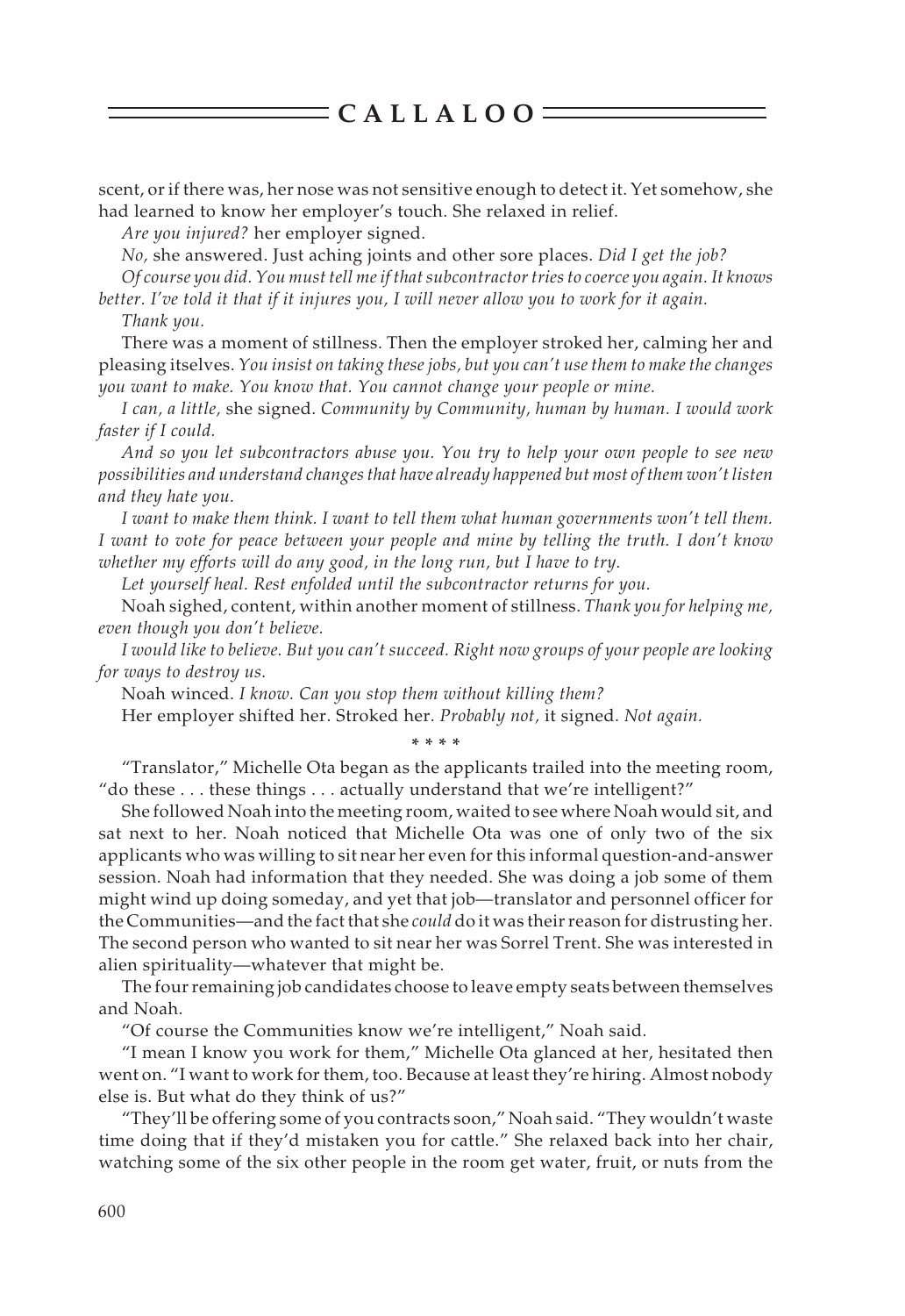scent, or if there was, her nose was not sensitive enough to detect it. Yet somehow, she had learned to know her employer's touch. She relaxed in relief.

*Are you injured?* her employer signed.

*No,* she answered. Just aching joints and other sore places. *Did I get the job?*

*Of course you did. You must tell me if that subcontractor tries to coerce you again. It knows better. I've told it that if it injures you, I will never allow you to work for it again.*

*Thank you.*

There was a moment of stillness. Then the employer stroked her, calming her and pleasing itselves. *You insist on taking these jobs, but you can't use them to make the changes you want to make. You know that. You cannot change your people or mine.*

*I can, a little,* she signed. *Community by Community, human by human. I would work faster if I could.*

*And so you let subcontractors abuse you. You try to help your own people to see new possibilities and understand changes that have already happened but most of them won't listen and they hate you.*

*I want to make them think. I want to tell them what human governments won't tell them. I want to vote for peace between your people and mine by telling the truth. I don't know whether my efforts will do any good, in the long run, but I have to try.*

*Let yourself heal. Rest enfolded until the subcontractor returns for you.*

Noah sighed, content, within another moment of stillness. *Thank you for helping me, even though you don't believe.*

*I would like to believe. But you can't succeed. Right now groups of your people are looking for ways to destroy us.*

Noah winced. *I know. Can you stop them without killing them?*

Her employer shifted her. Stroked her. *Probably not,* it signed. *Not again.*

* * * *

"Translator," Michelle Ota began as the applicants trailed into the meeting room, "do these . . . these things . . . actually understand that we're intelligent?"

She followed Noah into the meeting room, waited to see where Noah would sit, and sat next to her. Noah noticed that Michelle Ota was one of only two of the six applicants who was willing to sit near her even for this informal question-and-answer session. Noah had information that they needed. She was doing a job some of them might wind up doing someday, and yet that job—translator and personnel officer for the Communities—and the fact that she *could* do it was their reason for distrusting her. The second person who wanted to sit near her was Sorrel Trent. She was interested in alien spirituality—whatever that might be.

The four remaining job candidates choose to leave empty seats between themselves and Noah.

"Of course the Communities know we're intelligent," Noah said.

"I mean I know you work for them," Michelle Ota glanced at her, hesitated then went on. "I want to work for them, too. Because at least they're hiring. Almost nobody else is. But what do they think of us?"

"They'll be offering some of you contracts soon," Noah said. "They wouldn't waste time doing that if they'd mistaken you for cattle." She relaxed back into her chair, watching some of the six other people in the room get water, fruit, or nuts from the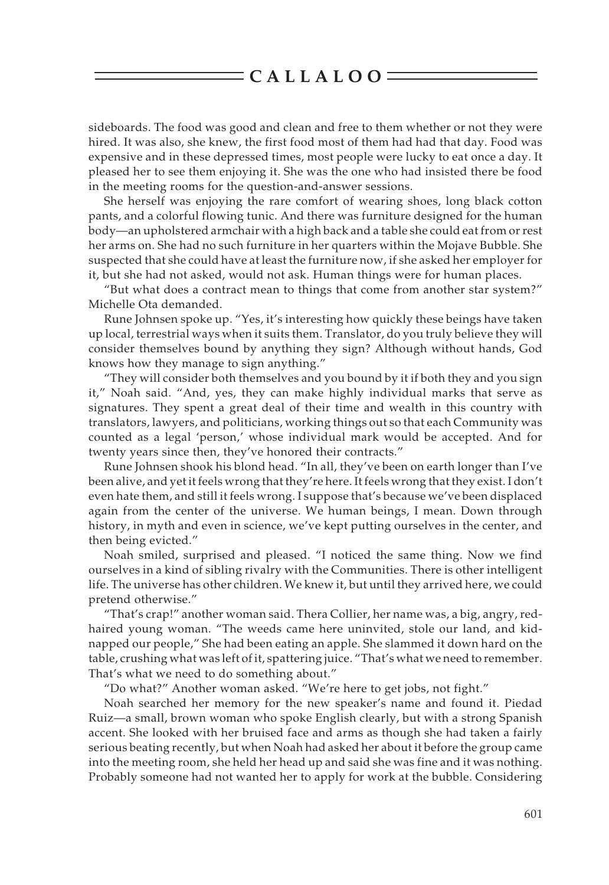sideboards. The food was good and clean and free to them whether or not they were hired. It was also, she knew, the first food most of them had had that day. Food was expensive and in these depressed times, most people were lucky to eat once a day. It pleased her to see them enjoying it. She was the one who had insisted there be food in the meeting rooms for the question-and-answer sessions.

She herself was enjoying the rare comfort of wearing shoes, long black cotton pants, and a colorful flowing tunic. And there was furniture designed for the human body—an upholstered armchair with a high back and a table she could eat from or rest her arms on. She had no such furniture in her quarters within the Mojave Bubble. She suspected that she could have at least the furniture now, if she asked her employer for it, but she had not asked, would not ask. Human things were for human places.

"But what does a contract mean to things that come from another star system?" Michelle Ota demanded.

Rune Johnsen spoke up. "Yes, it's interesting how quickly these beings have taken up local, terrestrial ways when it suits them. Translator, do you truly believe they will consider themselves bound by anything they sign? Although without hands, God knows how they manage to sign anything."

"They will consider both themselves and you bound by it if both they and you sign it," Noah said. "And, yes, they can make highly individual marks that serve as signatures. They spent a great deal of their time and wealth in this country with translators, lawyers, and politicians, working things out so that each Community was counted as a legal 'person,' whose individual mark would be accepted. And for twenty years since then, they've honored their contracts."

Rune Johnsen shook his blond head. "In all, they've been on earth longer than I've been alive, and yet it feels wrong that they're here. It feels wrong that they exist. I don't even hate them, and still it feels wrong. I suppose that's because we've been displaced again from the center of the universe. We human beings, I mean. Down through history, in myth and even in science, we've kept putting ourselves in the center, and then being evicted."

Noah smiled, surprised and pleased. "I noticed the same thing. Now we find ourselves in a kind of sibling rivalry with the Communities. There is other intelligent life. The universe has other children. We knew it, but until they arrived here, we could pretend otherwise."

"That's crap!" another woman said. Thera Collier, her name was, a big, angry, red-haired young woman. "The weeds came here uninvited, stole our land, and kidnapped our people," She had been eating an apple. She slammed it down hard on the table, crushing what was left of it, spattering juice. "That's what we need to remember. That's what we need to do something about."

"Do what?" Another woman asked. "We're here to get jobs, not fight."

Noah searched her memory for the new speaker's name and found it. Piedad Ruiz—a small, brown woman who spoke English clearly, but with a strong Spanish accent. She looked with her bruised face and arms as though she had taken a fairly serious beating recently, but when Noah had asked her about it before the group came into the meeting room, she held her head up and said she was fine and it was nothing. Probably someone had not wanted her to apply for work at the bubble. Considering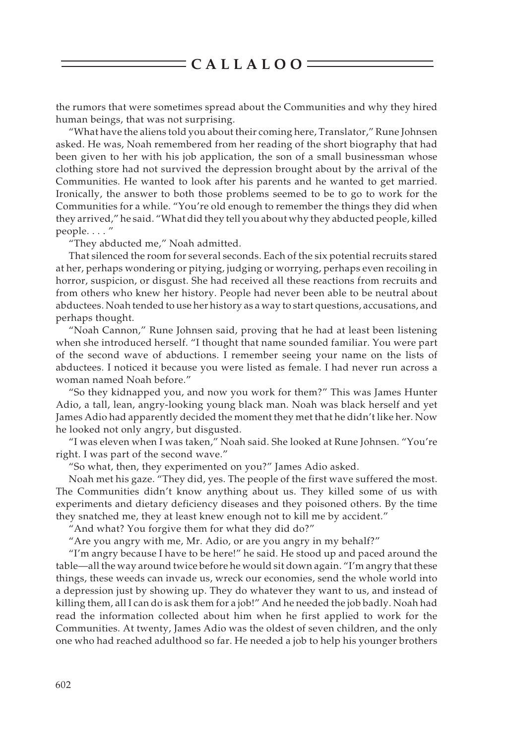the rumors that were sometimes spread about the Communities and why they hired human beings, that was not surprising.

"What have the aliens told you about their coming here, Translator," Rune Johnsen asked. He was, Noah remembered from her reading of the short biography that had been given to her with his job application, the son of a small businessman whose clothing store had not survived the depression brought about by the arrival of the Communities. He wanted to look after his parents and he wanted to get married. Ironically, the answer to both those problems seemed to be to go to work for the Communities for a while. "You're old enough to remember the things they did when they arrived," he said. "What did they tell you about why they abducted people, killed people. . . . "

"They abducted me," Noah admitted.

That silenced the room for several seconds. Each of the six potential recruits stared at her, perhaps wondering or pitying, judging or worrying, perhaps even recoiling in horror, suspicion, or disgust. She had received all these reactions from recruits and from others who knew her history. People had never been able to be neutral about abductees. Noah tended to use her history as a way to start questions, accusations, and perhaps thought.

"Noah Cannon," Rune Johnsen said, proving that he had at least been listening when she introduced herself. "I thought that name sounded familiar. You were part of the second wave of abductions. I remember seeing your name on the lists of abductees. I noticed it because you were listed as female. I had never run across a woman named Noah before."

"So they kidnapped you, and now you work for them?" This was James Hunter Adio, a tall, lean, angry-looking young black man. Noah was black herself and yet James Adio had apparently decided the moment they met that he didn't like her. Now he looked not only angry, but disgusted.

"I was eleven when I was taken," Noah said. She looked at Rune Johnsen. "You're right. I was part of the second wave."

"So what, then, they experimented on you?" James Adio asked.

Noah met his gaze. "They did, yes. The people of the first wave suffered the most. The Communities didn't know anything about us. They killed some of us with experiments and dietary deficiency diseases and they poisoned others. By the time they snatched me, they at least knew enough not to kill me by accident."

"And what? You forgive them for what they did do?"

"Are you angry with me, Mr. Adio, or are you angry in my behalf?"

"I'm angry because I have to be here!" he said. He stood up and paced around the table—all the way around twice before he would sit down again. "I'm angry that these things, these weeds can invade us, wreck our economies, send the whole world into a depression just by showing up. They do whatever they want to us, and instead of killing them, all I can do is ask them for a job!" And he needed the job badly. Noah had read the information collected about him when he first applied to work for the Communities. At twenty, James Adio was the oldest of seven children, and the only one who had reached adulthood so far. He needed a job to help his younger brothers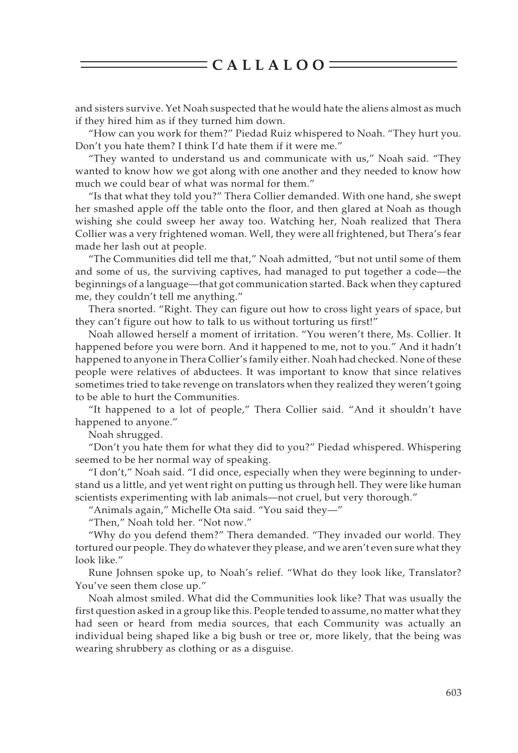and sisters survive. Yet Noah suspected that he would hate the aliens almost as much if they hired him as if they turned him down.

"How can you work for them?" Piedad Ruiz whispered to Noah. "They hurt you. Don't you hate them? I think I'd hate them if it were me."

"They wanted to understand us and communicate with us," Noah said. "They wanted to know how we got along with one another and they needed to know how much we could bear of what was normal for them."

"Is that what they told you?" Thera Collier demanded. With one hand, she swept her smashed apple off the table onto the floor, and then glared at Noah as though wishing she could sweep her away too. Watching her, Noah realized that Thera Collier was a very frightened woman. Well, they were all frightened, but Thera's fear made her lash out at people.

"The Communities did tell me that," Noah admitted, "but not until some of them and some of us, the surviving captives, had managed to put together a code—the beginnings of a language—that got communication started. Back when they captured me, they couldn't tell me anything."

Thera snorted. "Right. They can figure out how to cross light years of space, but they can't figure out how to talk to us without torturing us first!"

Noah allowed herself a moment of irritation. "You weren't there, Ms. Collier. It happened before you were born. And it happened to me, not to you." And it hadn't happened to anyone in Thera Collier's family either. Noah had checked. None of these people were relatives of abductees. It was important to know that since relatives sometimes tried to take revenge on translators when they realized they weren't going to be able to hurt the Communities.

"It happened to a lot of people," Thera Collier said. "And it shouldn't have happened to anyone."

Noah shrugged.

"Don't you hate them for what they did to you?" Piedad whispered. Whispering seemed to be her normal way of speaking.

"I don't," Noah said. "I did once, especially when they were beginning to understand us a little, and yet went right on putting us through hell. They were like human scientists experimenting with lab animals—not cruel, but very thorough."

"Animals again," Michelle Ota said. "You said they—"

"Then," Noah told her. "Not now."

"Why do you defend them?" Thera demanded. "They invaded our world. They tortured our people. They do whatever they please, and we aren't even sure what they look like."

Rune Johnsen spoke up, to Noah's relief. "What do they look like, Translator? You've seen them close up."

Noah almost smiled. What did the Communities look like? That was usually the first question asked in a group like this. People tended to assume, no matter what they had seen or heard from media sources, that each Community was actually an individual being shaped like a big bush or tree or, more likely, that the being was wearing shrubbery as clothing or as a disguise.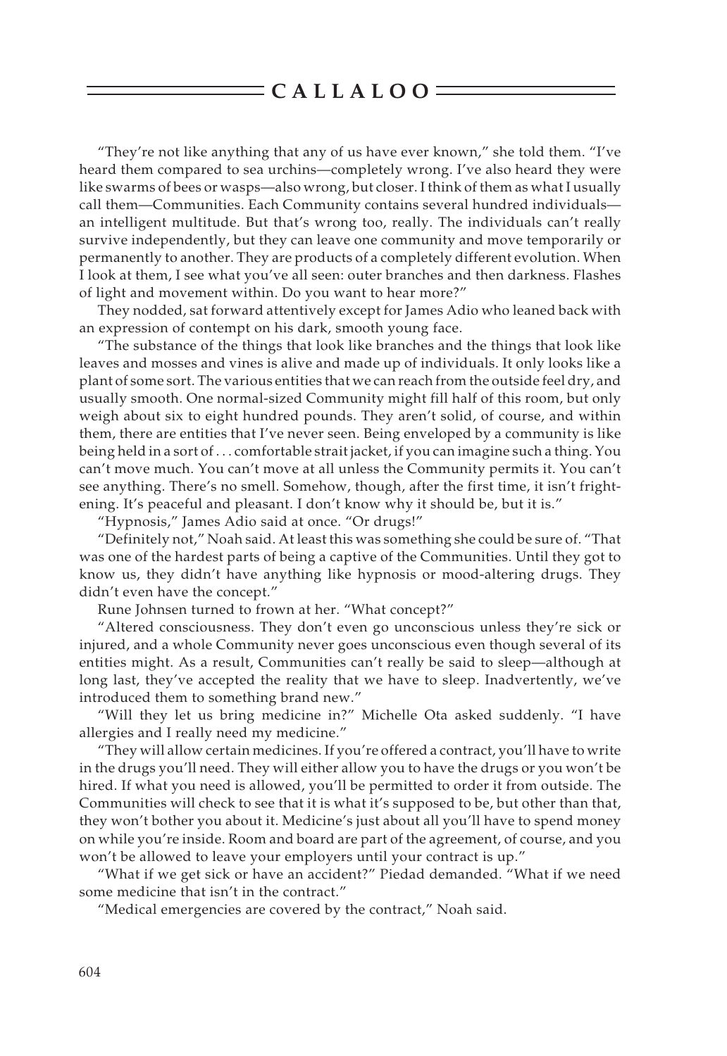"They're not like anything that any of us have ever known," she told them. "I've heard them compared to sea urchins—completely wrong. I've also heard they were like swarms of bees or wasps—also wrong, but closer. I think of them as what I usually call them—Communities. Each Community contains several hundred individuals—an intelligent multitude. But that's wrong too, really. The individuals can't really survive independently, but they can leave one community and move temporarily or permanently to another. They are products of a completely different evolution. When I look at them, I see what you've all seen: outer branches and then darkness. Flashes of light and movement within. Do you want to hear more?"

They nodded, sat forward attentively except for James Adio who leaned back with an expression of contempt on his dark, smooth young face.

"The substance of the things that look like branches and the things that look like leaves and mosses and vines is alive and made up of individuals. It only looks like a plant of some sort. The various entities that we can reach from the outside feel dry, and usually smooth. One normal-sized Community might fill half of this room, but only weigh about six to eight hundred pounds. They aren't solid, of course, and within them, there are entities that I've never seen. Being enveloped by a community is like being held in a sort of . . . comfortable strait jacket, if you can imagine such a thing. You can't move much. You can't move at all unless the Community permits it. You can't see anything. There's no smell. Somehow, though, after the first time, it isn't frightening. It's peaceful and pleasant. I don't know why it should be, but it is."

"Hypnosis," James Adio said at once. "Or drugs!"

"Definitely not," Noah said. At least this was something she could be sure of. "That was one of the hardest parts of being a captive of the Communities. Until they got to know us, they didn't have anything like hypnosis or mood-altering drugs. They didn't even have the concept."

Rune Johnsen turned to frown at her. "What concept?"

"Altered consciousness. They don't even go unconscious unless they're sick or injured, and a whole Community never goes unconscious even though several of its entities might. As a result, Communities can't really be said to sleep—although at long last, they've accepted the reality that we have to sleep. Inadvertently, we've introduced them to something brand new."

"Will they let us bring medicine in?" Michelle Ota asked suddenly. "I have allergies and I really need my medicine."

"They will allow certain medicines. If you're offered a contract, you'll have to write in the drugs you'll need. They will either allow you to have the drugs or you won't be hired. If what you need is allowed, you'll be permitted to order it from outside. The Communities will check to see that it is what it's supposed to be, but other than that, they won't bother you about it. Medicine's just about all you'll have to spend money on while you're inside. Room and board are part of the agreement, of course, and you won't be allowed to leave your employers until your contract is up."

"What if we get sick or have an accident?" Piedad demanded. "What if we need some medicine that isn't in the contract."

"Medical emergencies are covered by the contract," Noah said.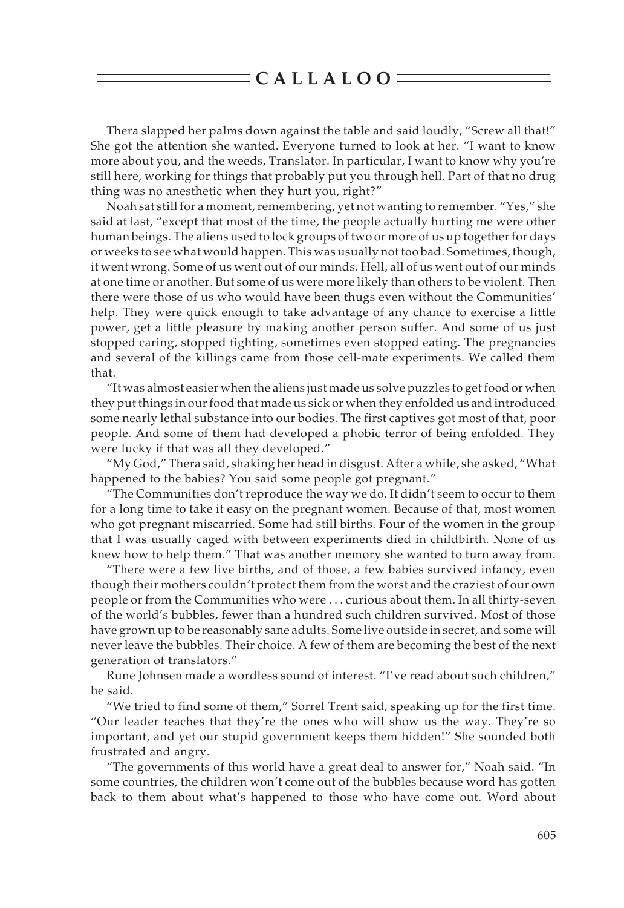Thera slapped her palms down against the table and said loudly, "Screw all that!" She got the attention she wanted. Everyone turned to look at her. "I want to know more about you, and the weeds, Translator. In particular, I want to know why you're still here, working for things that probably put you through hell. Part of that no drug thing was no anesthetic when they hurt you, right?"

Noah sat still for a moment, remembering, yet not wanting to remember. "Yes," she said at last, "except that most of the time, the people actually hurting me were other human beings. The aliens used to lock groups of two or more of us up together for days or weeks to see what would happen. This was usually not too bad. Sometimes, though, it went wrong. Some of us went out of our minds. Hell, all of us went out of our minds at one time or another. But some of us were more likely than others to be violent. Then there were those of us who would have been thugs even without the Communities' help. They were quick enough to take advantage of any chance to exercise a little power, get a little pleasure by making another person suffer. And some of us just stopped caring, stopped fighting, sometimes even stopped eating. The pregnancies and several of the killings came from those cell-mate experiments. We called them that.

"It was almost easier when the aliens just made us solve puzzles to get food or when they put things in our food that made us sick or when they enfolded us and introduced some nearly lethal substance into our bodies. The first captives got most of that, poor people. And some of them had developed a phobic terror of being enfolded. They were lucky if that was all they developed."

"My God," Thera said, shaking her head in disgust. After a while, she asked, "What happened to the babies? You said some people got pregnant."

"The Communities don't reproduce the way we do. It didn't seem to occur to them for a long time to take it easy on the pregnant women. Because of that, most women who got pregnant miscarried. Some had still births. Four of the women in the group that I was usually caged with between experiments died in childbirth. None of us knew how to help them." That was another memory she wanted to turn away from.

"There were a few live births, and of those, a few babies survived infancy, even though their mothers couldn't protect them from the worst and the craziest of our own people or from the Communities who were . . . curious about them. In all thirty-seven of the world's bubbles, fewer than a hundred such children survived. Most of those have grown up to be reasonably sane adults. Some live outside in secret, and some will never leave the bubbles. Their choice. A few of them are becoming the best of the next generation of translators."

Rune Johnsen made a wordless sound of interest. "I've read about such children," he said.

"We tried to find some of them," Sorrel Trent said, speaking up for the first time. "Our leader teaches that they're the ones who will show us the way. They're so important, and yet our stupid government keeps them hidden!" She sounded both frustrated and angry.

"The governments of this world have a great deal to answer for," Noah said. "In some countries, the children won't come out of the bubbles because word has gotten back to them about what's happened to those who have come out. Word about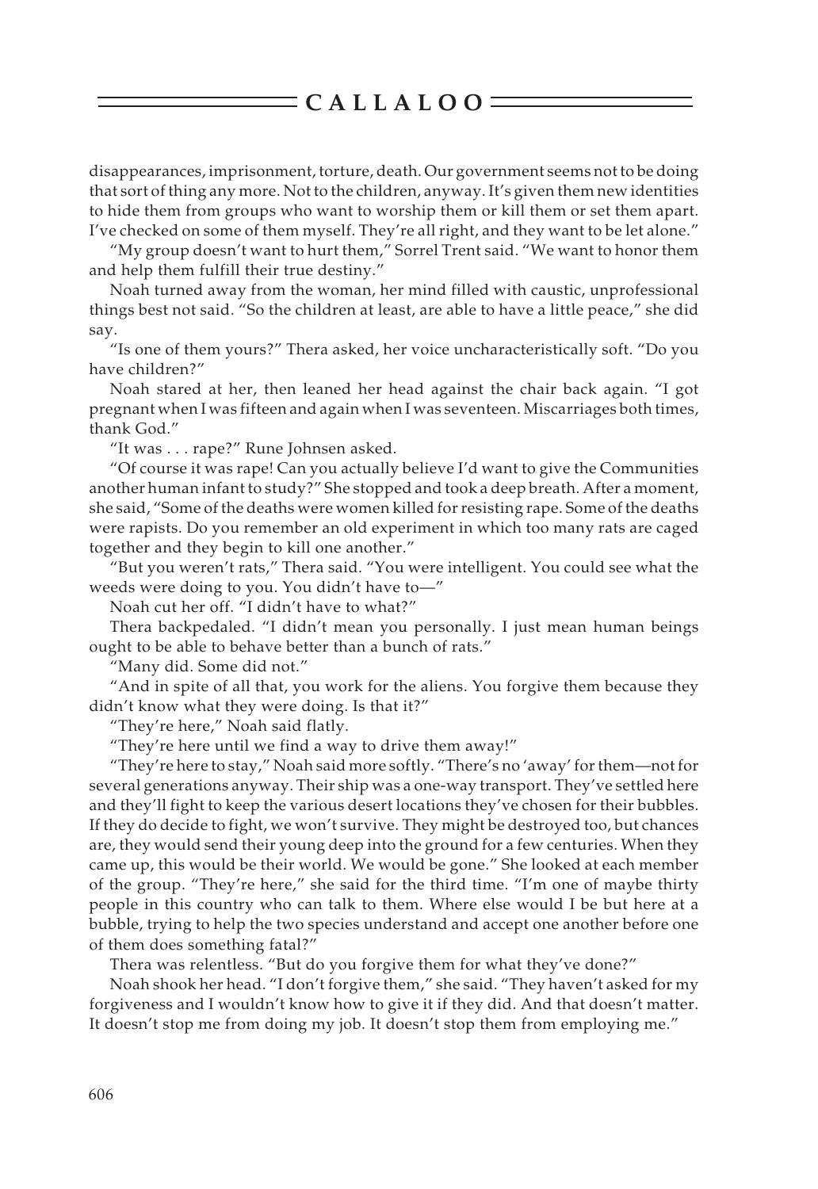disappearances, imprisonment, torture, death. Our government seems not to be doing that sort of thing any more. Not to the children, anyway. It's given them new identities to hide them from groups who want to worship them or kill them or set them apart. I've checked on some of them myself. They're all right, and they want to be let alone."

"My group doesn't want to hurt them," Sorrel Trent said. "We want to honor them and help them fulfill their true destiny."

Noah turned away from the woman, her mind filled with caustic, unprofessional things best not said. "So the children at least, are able to have a little peace," she did say.

"Is one of them yours?" Thera asked, her voice uncharacteristically soft. "Do you have children?"

Noah stared at her, then leaned her head against the chair back again. "I got pregnant when I was fifteen and again when I was seventeen. Miscarriages both times, thank God."

"It was . . . rape?" Rune Johnsen asked.

"Of course it was rape! Can you actually believe I'd want to give the Communities another human infant to study?" She stopped and took a deep breath. After a moment, she said, "Some of the deaths were women killed for resisting rape. Some of the deaths were rapists. Do you remember an old experiment in which too many rats are caged together and they begin to kill one another."

"But you weren't rats," Thera said. "You were intelligent. You could see what the weeds were doing to you. You didn't have to—"

Noah cut her off. "I didn't have to what?"

Thera backpedaled. "I didn't mean you personally. I just mean human beings ought to be able to behave better than a bunch of rats."

"Many did. Some did not."

"And in spite of all that, you work for the aliens. You forgive them because they didn't know what they were doing. Is that it?"

"They're here," Noah said flatly.

"They're here until we find a way to drive them away!"

"They're here to stay," Noah said more softly. "There's no 'away' for them—not for several generations anyway. Their ship was a one-way transport. They've settled here and they'll fight to keep the various desert locations they've chosen for their bubbles. If they do decide to fight, we won't survive. They might be destroyed too, but chances are, they would send their young deep into the ground for a few centuries. When they came up, this would be their world. We would be gone." She looked at each member of the group. "They're here," she said for the third time. "I'm one of maybe thirty people in this country who can talk to them. Where else would I be but here at a bubble, trying to help the two species understand and accept one another before one of them does something fatal?"

Thera was relentless. "But do you forgive them for what they've done?"

Noah shook her head. "I don't forgive them," she said. "They haven't asked for my forgiveness and I wouldn't know how to give it if they did. And that doesn't matter. It doesn't stop me from doing my job. It doesn't stop them from employing me."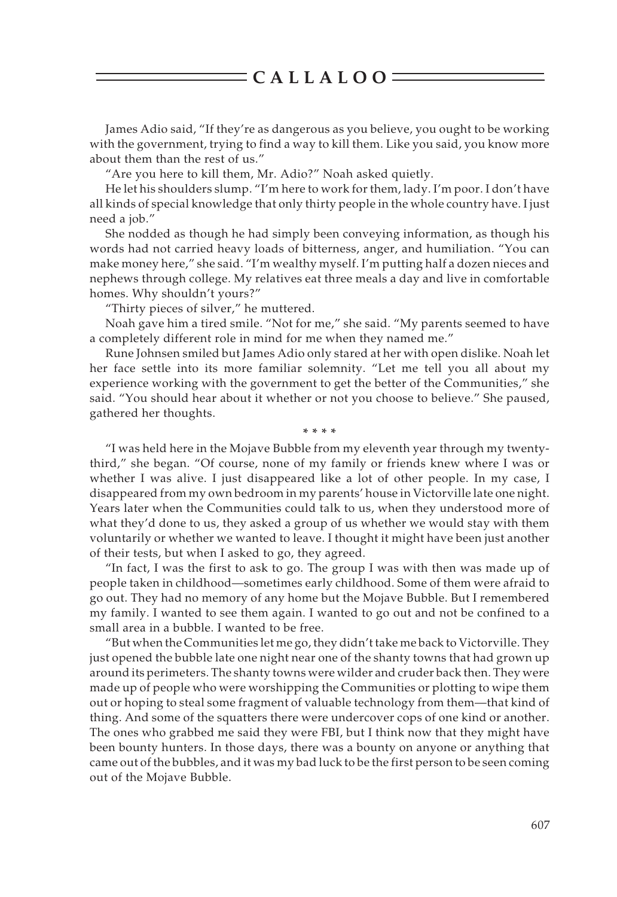James Adio said, "If they're as dangerous as you believe, you ought to be working with the government, trying to find a way to kill them. Like you said, you know more about them than the rest of us."

"Are you here to kill them, Mr. Adio?" Noah asked quietly.

He let his shoulders slump. "I'm here to work for them, lady. I'm poor. I don't have all kinds of special knowledge that only thirty people in the whole country have. I just need a job."

She nodded as though he had simply been conveying information, as though his words had not carried heavy loads of bitterness, anger, and humiliation. "You can make money here," she said. "I'm wealthy myself. I'm putting half a dozen nieces and nephews through college. My relatives eat three meals a day and live in comfortable homes. Why shouldn't yours?"

"Thirty pieces of silver," he muttered.

Noah gave him a tired smile. "Not for me," she said. "My parents seemed to have a completely different role in mind for me when they named me."

Rune Johnsen smiled but James Adio only stared at her with open dislike. Noah let her face settle into its more familiar solemnity. "Let me tell you all about my experience working with the government to get the better of the Communities," she said. "You should hear about it whether or not you choose to believe." She paused, gathered her thoughts.

\* \* \* \*

"I was held here in the Mojave Bubble from my eleventh year through my twenty-third," she began. "Of course, none of my family or friends knew where I was or whether I was alive. I just disappeared like a lot of other people. In my case, I disappeared from my own bedroom in my parents' house in Victorville late one night. Years later when the Communities could talk to us, when they understood more of what they'd done to us, they asked a group of us whether we would stay with them voluntarily or whether we wanted to leave. I thought it might have been just another of their tests, but when I asked to go, they agreed.

"In fact, I was the first to ask to go. The group I was with then was made up of people taken in childhood—sometimes early childhood. Some of them were afraid to go out. They had no memory of any home but the Mojave Bubble. But I remembered my family. I wanted to see them again. I wanted to go out and not be confined to a small area in a bubble. I wanted to be free.

"But when the Communities let me go, they didn't take me back to Victorville. They just opened the bubble late one night near one of the shanty towns that had grown up around its perimeters. The shanty towns were wilder and cruder back then. They were made up of people who were worshipping the Communities or plotting to wipe them out or hoping to steal some fragment of valuable technology from them—that kind of thing. And some of the squatters there were undercover cops of one kind or another. The ones who grabbed me said they were FBI, but I think now that they might have been bounty hunters. In those days, there was a bounty on anyone or anything that came out of the bubbles, and it was my bad luck to be the first person to be seen coming out of the Mojave Bubble.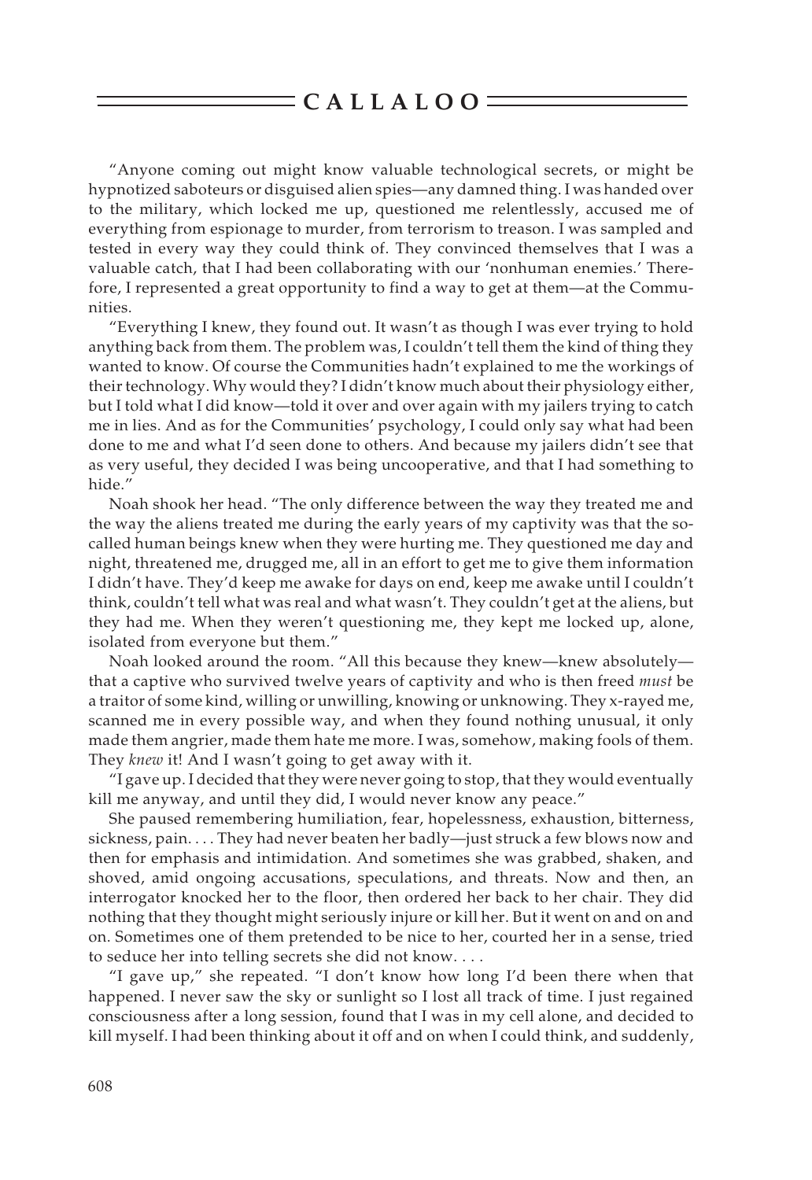"Anyone coming out might know valuable technological secrets, or might be hypnotized saboteurs or disguised alien spies—any damned thing. I was handed over to the military, which locked me up, questioned me relentlessly, accused me of everything from espionage to murder, from terrorism to treason. I was sampled and tested in every way they could think of. They convinced themselves that I was a valuable catch, that I had been collaborating with our 'nonhuman enemies.' Therefore, I represented a great opportunity to find a way to get at them—at the Communities.

"Everything I knew, they found out. It wasn't as though I was ever trying to hold anything back from them. The problem was, I couldn't tell them the kind of thing they wanted to know. Of course the Communities hadn't explained to me the workings of their technology. Why would they? I didn't know much about their physiology either, but I told what I did know—told it over and over again with my jailers trying to catch me in lies. And as for the Communities' psychology, I could only say what had been done to me and what I'd seen done to others. And because my jailers didn't see that as very useful, they decided I was being uncooperative, and that I had something to hide."

Noah shook her head. "The only difference between the way they treated me and the way the aliens treated me during the early years of my captivity was that the so-called human beings knew when they were hurting me. They questioned me day and night, threatened me, drugged me, all in an effort to get me to give them information I didn't have. They'd keep me awake for days on end, keep me awake until I couldn't think, couldn't tell what was real and what wasn't. They couldn't get at the aliens, but they had me. When they weren't questioning me, they kept me locked up, alone, isolated from everyone but them."

Noah looked around the room. "All this because they knew—knew absolutely—that a captive who survived twelve years of captivity and who is then freed *must* be a traitor of some kind, willing or unwilling, knowing or unknowing. They x-rayed me, scanned me in every possible way, and when they found nothing unusual, it only made them angrier, made them hate me more. I was, somehow, making fools of them. They *knew* it! And I wasn't going to get away with it.

"I gave up. I decided that they were never going to stop, that they would eventually kill me anyway, and until they did, I would never know any peace."

She paused remembering humiliation, fear, hopelessness, exhaustion, bitterness, sickness, pain. . . . They had never beaten her badly—just struck a few blows now and then for emphasis and intimidation. And sometimes she was grabbed, shaken, and shoved, amid ongoing accusations, speculations, and threats. Now and then, an interrogator knocked her to the floor, then ordered her back to her chair. They did nothing that they thought might seriously injure or kill her. But it went on and on and on. Sometimes one of them pretended to be nice to her, courted her in a sense, tried to seduce her into telling secrets she did not know. . . .

"I gave up," she repeated. "I don't know how long I'd been there when that happened. I never saw the sky or sunlight so I lost all track of time. I just regained consciousness after a long session, found that I was in my cell alone, and decided to kill myself. I had been thinking about it off and on when I could think, and suddenly,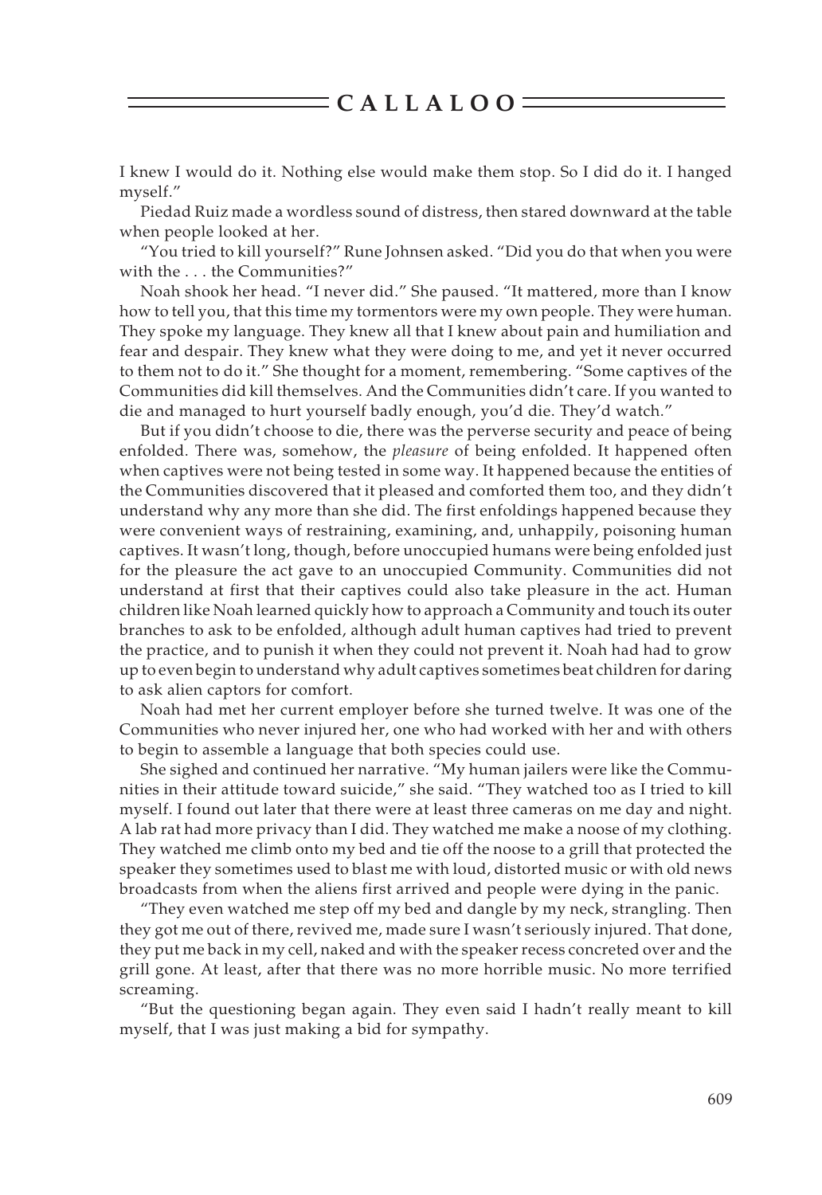I knew I would do it. Nothing else would make them stop. So I did do it. I hanged myself."

Piedad Ruiz made a wordless sound of distress, then stared downward at the table when people looked at her.

"You tried to kill yourself?" Rune Johnsen asked. "Did you do that when you were with the . . . the Communities?"

Noah shook her head. "I never did." She paused. "It mattered, more than I know how to tell you, that this time my tormentors were my own people. They were human. They spoke my language. They knew all that I knew about pain and humiliation and fear and despair. They knew what they were doing to me, and yet it never occurred to them not to do it." She thought for a moment, remembering. "Some captives of the Communities did kill themselves. And the Communities didn't care. If you wanted to die and managed to hurt yourself badly enough, you'd die. They'd watch."

But if you didn't choose to die, there was the perverse security and peace of being enfolded. There was, somehow, the *pleasure* of being enfolded. It happened often when captives were not being tested in some way. It happened because the entities of the Communities discovered that it pleased and comforted them too, and they didn't understand why any more than she did. The first enfoldings happened because they were convenient ways of restraining, examining, and, unhappily, poisoning human captives. It wasn't long, though, before unoccupied humans were being enfolded just for the pleasure the act gave to an unoccupied Community. Communities did not understand at first that their captives could also take pleasure in the act. Human children like Noah learned quickly how to approach a Community and touch its outer branches to ask to be enfolded, although adult human captives had tried to prevent the practice, and to punish it when they could not prevent it. Noah had had to grow up to even begin to understand why adult captives sometimes beat children for daring to ask alien captors for comfort.

Noah had met her current employer before she turned twelve. It was one of the Communities who never injured her, one who had worked with her and with others to begin to assemble a language that both species could use.

She sighed and continued her narrative. "My human jailers were like the Communities in their attitude toward suicide," she said. "They watched too as I tried to kill myself. I found out later that there were at least three cameras on me day and night. A lab rat had more privacy than I did. They watched me make a noose of my clothing. They watched me climb onto my bed and tie off the noose to a grill that protected the speaker they sometimes used to blast me with loud, distorted music or with old news broadcasts from when the aliens first arrived and people were dying in the panic.

"They even watched me step off my bed and dangle by my neck, strangling. Then they got me out of there, revived me, made sure I wasn't seriously injured. That done, they put me back in my cell, naked and with the speaker recess concreted over and the grill gone. At least, after that there was no more horrible music. No more terrified screaming.

"But the questioning began again. They even said I hadn't really meant to kill myself, that I was just making a bid for sympathy.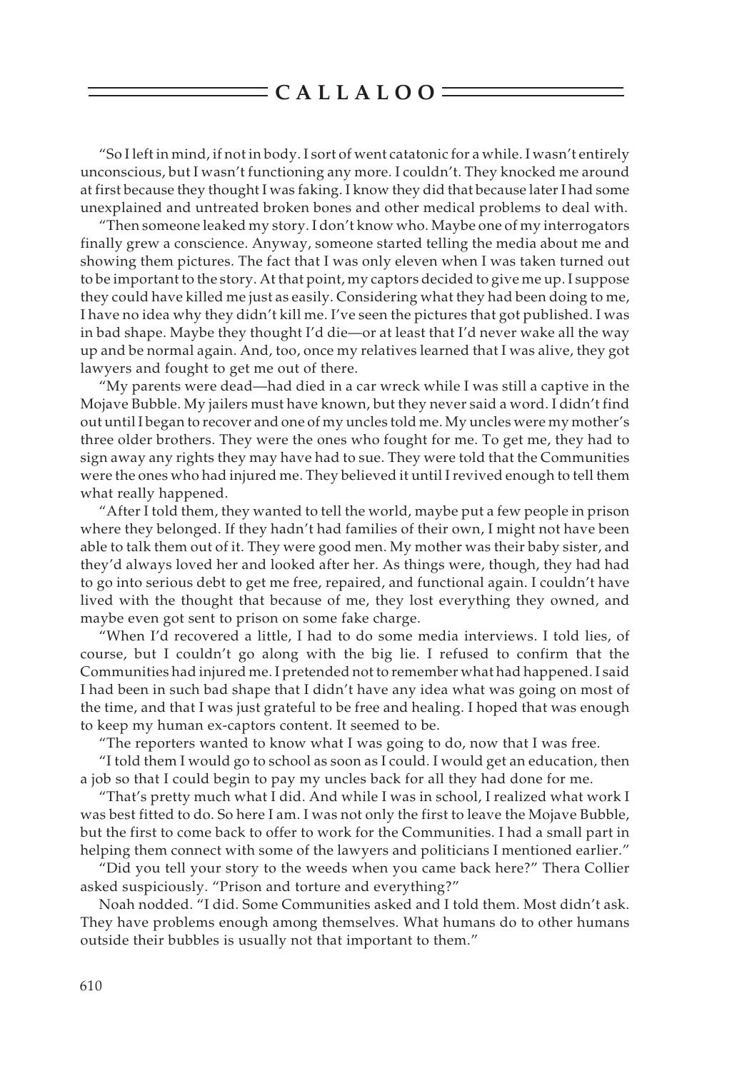"So I left in mind, if not in body. I sort of went catatonic for a while. I wasn't entirely unconscious, but I wasn't functioning any more. I couldn't. They knocked me around at first because they thought I was faking. I know they did that because later I had some unexplained and untreated broken bones and other medical problems to deal with.

"Then someone leaked my story. I don't know who. Maybe one of my interrogators finally grew a conscience. Anyway, someone started telling the media about me and showing them pictures. The fact that I was only eleven when I was taken turned out to be important to the story. At that point, my captors decided to give me up. I suppose they could have killed me just as easily. Considering what they had been doing to me, I have no idea why they didn't kill me. I've seen the pictures that got published. I was in bad shape. Maybe they thought I'd die—or at least that I'd never wake all the way up and be normal again. And, too, once my relatives learned that I was alive, they got lawyers and fought to get me out of there.

"My parents were dead—had died in a car wreck while I was still a captive in the Mojave Bubble. My jailers must have known, but they never said a word. I didn't find out until I began to recover and one of my uncles told me. My uncles were my mother's three older brothers. They were the ones who fought for me. To get me, they had to sign away any rights they may have had to sue. They were told that the Communities were the ones who had injured me. They believed it until I revived enough to tell them what really happened.

"After I told them, they wanted to tell the world, maybe put a few people in prison where they belonged. If they hadn't had families of their own, I might not have been able to talk them out of it. They were good men. My mother was their baby sister, and they'd always loved her and looked after her. As things were, though, they had had to go into serious debt to get me free, repaired, and functional again. I couldn't have lived with the thought that because of me, they lost everything they owned, and maybe even got sent to prison on some fake charge.

"When I'd recovered a little, I had to do some media interviews. I told lies, of course, but I couldn't go along with the big lie. I refused to confirm that the Communities had injured me. I pretended not to remember what had happened. I said I had been in such bad shape that I didn't have any idea what was going on most of the time, and that I was just grateful to be free and healing. I hoped that was enough to keep my human ex-captors content. It seemed to be.

"The reporters wanted to know what I was going to do, now that I was free.

"I told them I would go to school as soon as I could. I would get an education, then a job so that I could begin to pay my uncles back for all they had done for me.

"That's pretty much what I did. And while I was in school, I realized what work I was best fitted to do. So here I am. I was not only the first to leave the Mojave Bubble, but the first to come back to offer to work for the Communities. I had a small part in helping them connect with some of the lawyers and politicians I mentioned earlier."

"Did you tell your story to the weeds when you came back here?" Thera Collier asked suspiciously. "Prison and torture and everything?"

Noah nodded. "I did. Some Communities asked and I told them. Most didn't ask. They have problems enough among themselves. What humans do to other humans outside their bubbles is usually not that important to them."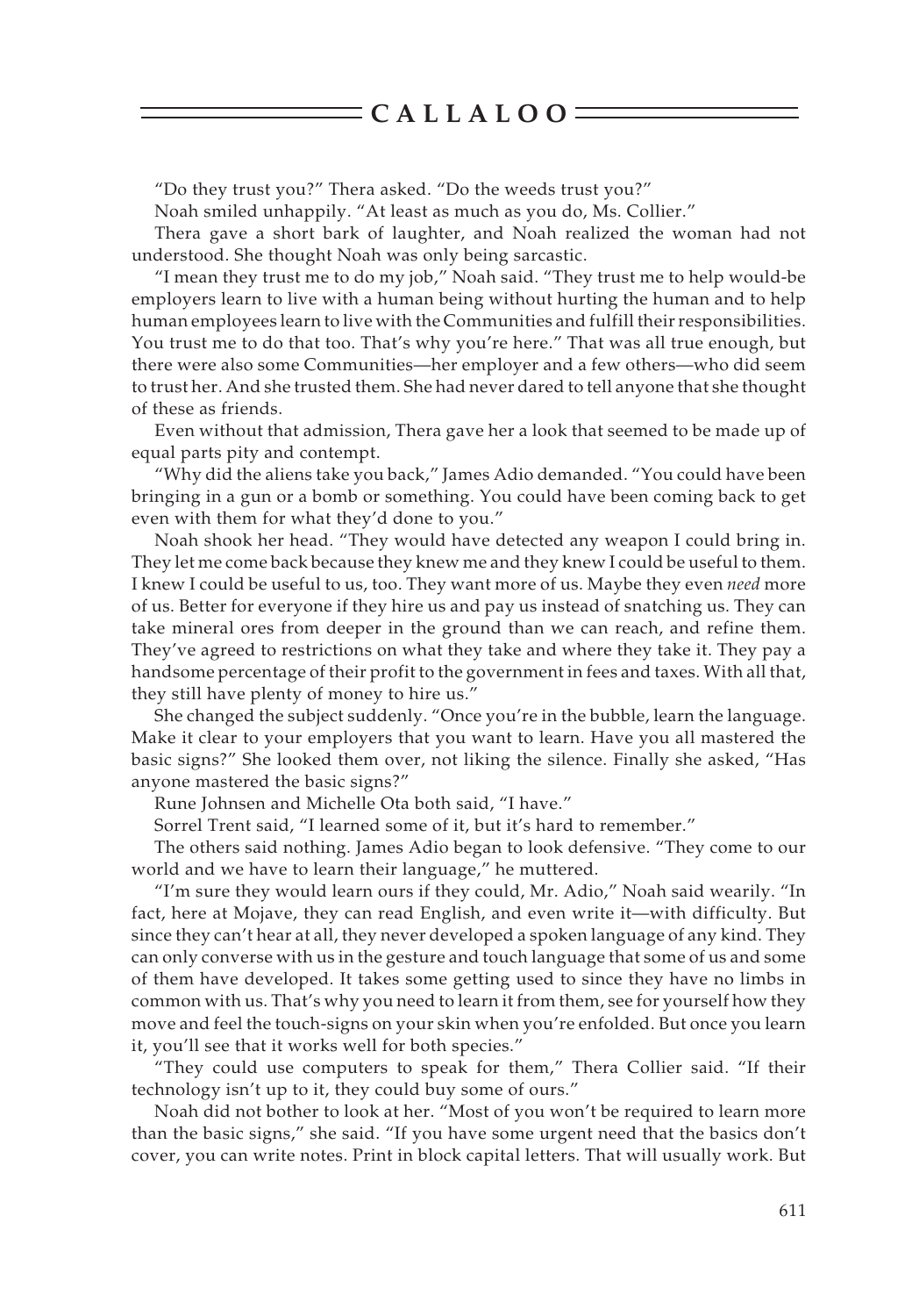"Do they trust you?" Thera asked. "Do the weeds trust you?"

Noah smiled unhappily. "At least as much as you do, Ms. Collier."

Thera gave a short bark of laughter, and Noah realized the woman had not understood. She thought Noah was only being sarcastic.

"I mean they trust me to do my job," Noah said. "They trust me to help would-be employers learn to live with a human being without hurting the human and to help human employees learn to live with the Communities and fulfill their responsibilities. You trust me to do that too. That's why you're here." That was all true enough, but there were also some Communities—her employer and a few others—who did seem to trust her. And she trusted them. She had never dared to tell anyone that she thought of these as friends.

Even without that admission, Thera gave her a look that seemed to be made up of equal parts pity and contempt.

"Why did the aliens take you back," James Adio demanded. "You could have been bringing in a gun or a bomb or something. You could have been coming back to get even with them for what they'd done to you."

Noah shook her head. "They would have detected any weapon I could bring in. They let me come back because they knew me and they knew I could be useful to them. I knew I could be useful to us, too. They want more of us. Maybe they even *need* more of us. Better for everyone if they hire us and pay us instead of snatching us. They can take mineral ores from deeper in the ground than we can reach, and refine them. They've agreed to restrictions on what they take and where they take it. They pay a handsome percentage of their profit to the government in fees and taxes. With all that, they still have plenty of money to hire us."

She changed the subject suddenly. "Once you're in the bubble, learn the language. Make it clear to your employers that you want to learn. Have you all mastered the basic signs?" She looked them over, not liking the silence. Finally she asked, "Has anyone mastered the basic signs?"

Rune Johnsen and Michelle Ota both said, "I have."

Sorrel Trent said, "I learned some of it, but it's hard to remember."

The others said nothing. James Adio began to look defensive. "They come to our world and we have to learn their language," he muttered.

"I'm sure they would learn ours if they could, Mr. Adio," Noah said wearily. "In fact, here at Mojave, they can read English, and even write it—with difficulty. But since they can't hear at all, they never developed a spoken language of any kind. They can only converse with us in the gesture and touch language that some of us and some of them have developed. It takes some getting used to since they have no limbs in common with us. That's why you need to learn it from them, see for yourself how they move and feel the touch-signs on your skin when you're enfolded. But once you learn it, you'll see that it works well for both species."

"They could use computers to speak for them," Thera Collier said. "If their technology isn't up to it, they could buy some of ours."

Noah did not bother to look at her. "Most of you won't be required to learn more than the basic signs," she said. "If you have some urgent need that the basics don't cover, you can write notes. Print in block capital letters. That will usually work. But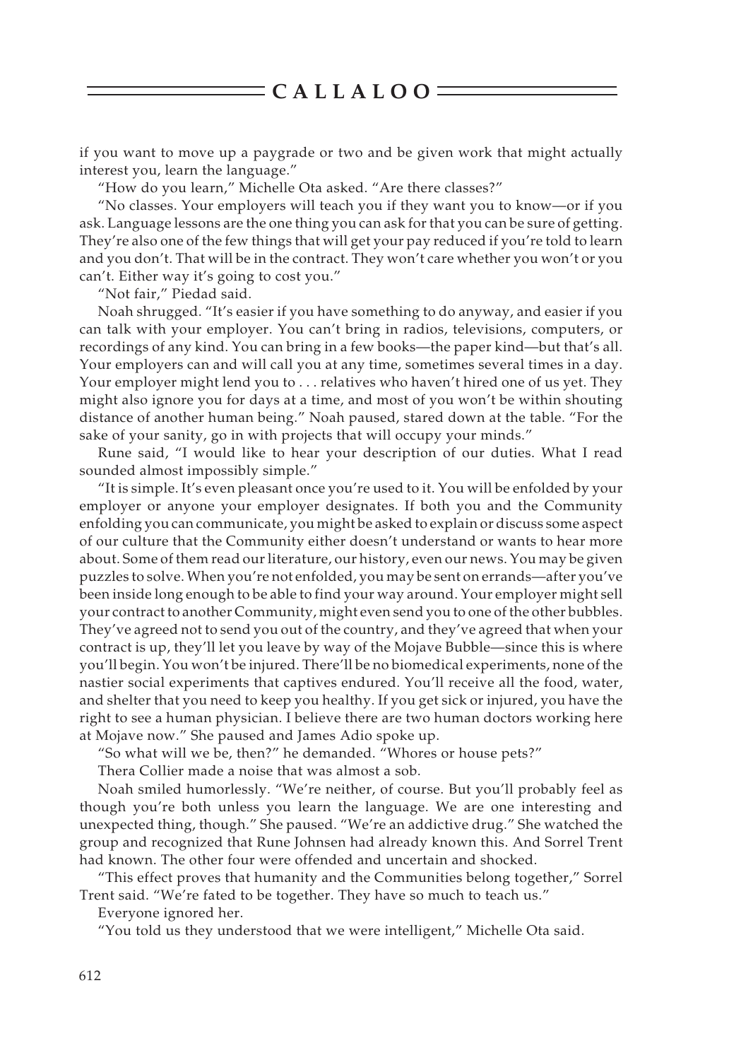if you want to move up a paygrade or two and be given work that might actually interest you, learn the language."

"How do you learn," Michelle Ota asked. "Are there classes?"

"No classes. Your employers will teach you if they want you to know—or if you ask. Language lessons are the one thing you can ask for that you can be sure of getting. They're also one of the few things that will get your pay reduced if you're told to learn and you don't. That will be in the contract. They won't care whether you won't or you can't. Either way it's going to cost you."

"Not fair," Piedad said.

Noah shrugged. "It's easier if you have something to do anyway, and easier if you can talk with your employer. You can't bring in radios, televisions, computers, or recordings of any kind. You can bring in a few books—the paper kind—but that's all. Your employers can and will call you at any time, sometimes several times in a day. Your employer might lend you to . . . relatives who haven't hired one of us yet. They might also ignore you for days at a time, and most of you won't be within shouting distance of another human being." Noah paused, stared down at the table. "For the sake of your sanity, go in with projects that will occupy your minds."

Rune said, "I would like to hear your description of our duties. What I read sounded almost impossibly simple."

"It is simple. It's even pleasant once you're used to it. You will be enfolded by your employer or anyone your employer designates. If both you and the Community enfolding you can communicate, you might be asked to explain or discuss some aspect of our culture that the Community either doesn't understand or wants to hear more about. Some of them read our literature, our history, even our news. You may be given puzzles to solve. When you're not enfolded, you may be sent on errands—after you've been inside long enough to be able to find your way around. Your employer might sell your contract to another Community, might even send you to one of the other bubbles. They've agreed not to send you out of the country, and they've agreed that when your contract is up, they'll let you leave by way of the Mojave Bubble—since this is where you'll begin. You won't be injured. There'll be no biomedical experiments, none of the nastier social experiments that captives endured. You'll receive all the food, water, and shelter that you need to keep you healthy. If you get sick or injured, you have the right to see a human physician. I believe there are two human doctors working here at Mojave now." She paused and James Adio spoke up.

"So what will we be, then?" he demanded. "Whores or house pets?"

Thera Collier made a noise that was almost a sob.

Noah smiled humorlessly. "We're neither, of course. But you'll probably feel as though you're both unless you learn the language. We are one interesting and unexpected thing, though." She paused. "We're an addictive drug." She watched the group and recognized that Rune Johnsen had already known this. And Sorrel Trent had known. The other four were offended and uncertain and shocked.

"This effect proves that humanity and the Communities belong together," Sorrel Trent said. "We're fated to be together. They have so much to teach us."

Everyone ignored her.

"You told us they understood that we were intelligent," Michelle Ota said.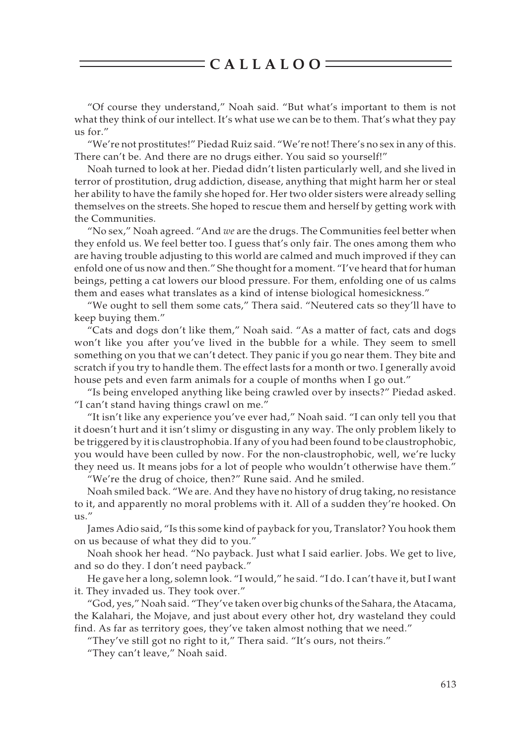"Of course they understand," Noah said. "But what's important to them is not what they think of our intellect. It's what use we can be to them. That's what they pay us for."

"We're not prostitutes!" Piedad Ruiz said. "We're not! There's no sex in any of this. There can't be. And there are no drugs either. You said so yourself!"

Noah turned to look at her. Piedad didn't listen particularly well, and she lived in terror of prostitution, drug addiction, disease, anything that might harm her or steal her ability to have the family she hoped for. Her two older sisters were already selling themselves on the streets. She hoped to rescue them and herself by getting work with the Communities.

"No sex," Noah agreed. "And *we* are the drugs. The Communities feel better when they enfold us. We feel better too. I guess that's only fair. The ones among them who are having trouble adjusting to this world are calmed and much improved if they can enfold one of us now and then." She thought for a moment. "I've heard that for human beings, petting a cat lowers our blood pressure. For them, enfolding one of us calms them and eases what translates as a kind of intense biological homesickness."

"We ought to sell them some cats," Thera said. "Neutered cats so they'll have to keep buying them."

"Cats and dogs don't like them," Noah said. "As a matter of fact, cats and dogs won't like you after you've lived in the bubble for a while. They seem to smell something on you that we can't detect. They panic if you go near them. They bite and scratch if you try to handle them. The effect lasts for a month or two. I generally avoid house pets and even farm animals for a couple of months when I go out."

"Is being enveloped anything like being crawled over by insects?" Piedad asked. "I can't stand having things crawl on me."

"It isn't like any experience you've ever had," Noah said. "I can only tell you that it doesn't hurt and it isn't slimy or disgusting in any way. The only problem likely to be triggered by it is claustrophobia. If any of you had been found to be claustrophobic, you would have been culled by now. For the non-claustrophobic, well, we're lucky they need us. It means jobs for a lot of people who wouldn't otherwise have them."

"We're the drug of choice, then?" Rune said. And he smiled.

Noah smiled back. "We are. And they have no history of drug taking, no resistance to it, and apparently no moral problems with it. All of a sudden they're hooked. On us."

James Adio said, "Is this some kind of payback for you, Translator? You hook them on us because of what they did to you."

Noah shook her head. "No payback. Just what I said earlier. Jobs. We get to live, and so do they. I don't need payback."

He gave her a long, solemn look. "I would," he said. "I do. I can't have it, but I want it. They invaded us. They took over."

"God, yes," Noah said. "They've taken over big chunks of the Sahara, the Atacama, the Kalahari, the Mojave, and just about every other hot, dry wasteland they could find. As far as territory goes, they've taken almost nothing that we need."

"They've still got no right to it," Thera said. "It's ours, not theirs."

"They can't leave," Noah said.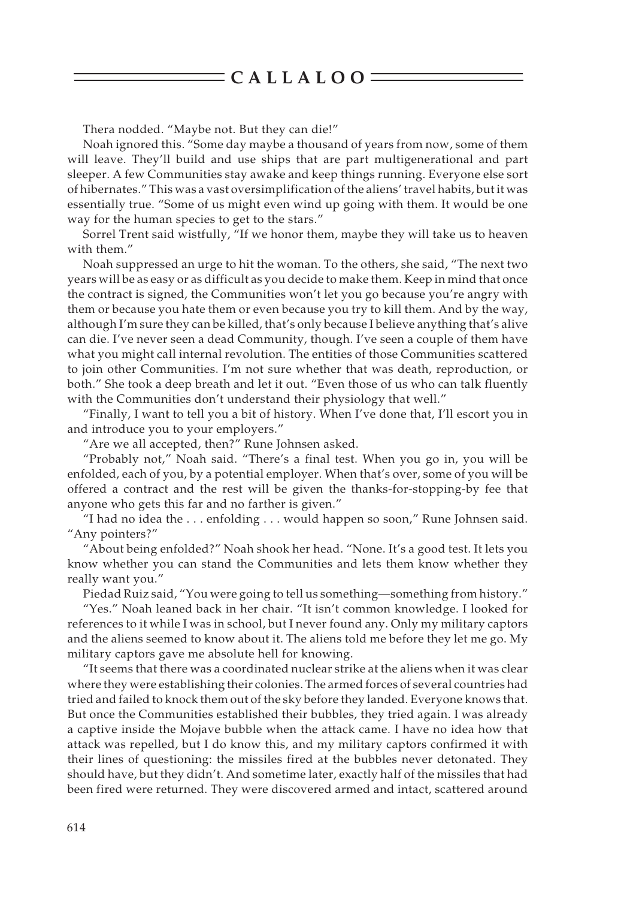Thera nodded. "Maybe not. But they can die!"

Noah ignored this. "Some day maybe a thousand of years from now, some of them will leave. They'll build and use ships that are part multigenerational and part sleeper. A few Communities stay awake and keep things running. Everyone else sort of hibernates." This was a vast oversimplification of the aliens' travel habits, but it was essentially true. "Some of us might even wind up going with them. It would be one way for the human species to get to the stars."

Sorrel Trent said wistfully, "If we honor them, maybe they will take us to heaven with them."

Noah suppressed an urge to hit the woman. To the others, she said, "The next two years will be as easy or as difficult as you decide to make them. Keep in mind that once the contract is signed, the Communities won't let you go because you're angry with them or because you hate them or even because you try to kill them. And by the way, although I'm sure they can be killed, that's only because I believe anything that's alive can die. I've never seen a dead Community, though. I've seen a couple of them have what you might call internal revolution. The entities of those Communities scattered to join other Communities. I'm not sure whether that was death, reproduction, or both." She took a deep breath and let it out. "Even those of us who can talk fluently with the Communities don't understand their physiology that well."

"Finally, I want to tell you a bit of history. When I've done that, I'll escort you in and introduce you to your employers."

"Are we all accepted, then?" Rune Johnsen asked.

"Probably not," Noah said. "There's a final test. When you go in, you will be enfolded, each of you, by a potential employer. When that's over, some of you will be offered a contract and the rest will be given the thanks-for-stopping-by fee that anyone who gets this far and no farther is given."

"I had no idea the . . . enfolding . . . would happen so soon," Rune Johnsen said. "Any pointers?"

"About being enfolded?" Noah shook her head. "None. It's a good test. It lets you know whether you can stand the Communities and lets them know whether they really want you."

Piedad Ruiz said, "You were going to tell us something—something from history."

"Yes." Noah leaned back in her chair. "It isn't common knowledge. I looked for references to it while I was in school, but I never found any. Only my military captors and the aliens seemed to know about it. The aliens told me before they let me go. My military captors gave me absolute hell for knowing.

"It seems that there was a coordinated nuclear strike at the aliens when it was clear where they were establishing their colonies. The armed forces of several countries had tried and failed to knock them out of the sky before they landed. Everyone knows that. But once the Communities established their bubbles, they tried again. I was already a captive inside the Mojave bubble when the attack came. I have no idea how that attack was repelled, but I do know this, and my military captors confirmed it with their lines of questioning: the missiles fired at the bubbles never detonated. They should have, but they didn't. And sometime later, exactly half of the missiles that had been fired were returned. They were discovered armed and intact, scattered around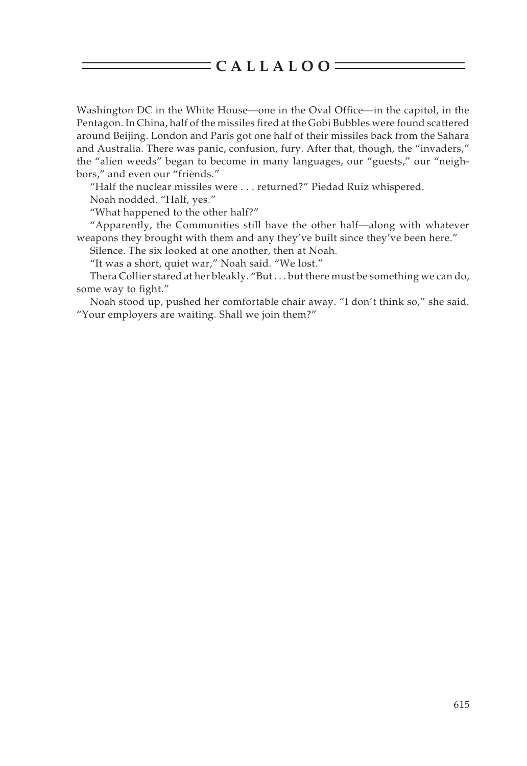Washington DC in the White House—one in the Oval Office—in the capitol, in the Pentagon. In China, half of the missiles fired at the Gobi Bubbles were found scattered around Beijing. London and Paris got one half of their missiles back from the Sahara and Australia. There was panic, confusion, fury. After that, though, the "invaders," the "alien weeds" began to become in many languages, our "guests," our "neighbors," and even our "friends."

"Half the nuclear missiles were . . . returned?" Piedad Ruiz whispered.

Noah nodded. "Half, yes."

"What happened to the other half?"

"Apparently, the Communities still have the other half—along with whatever weapons they brought with them and any they've built since they've been here."

Silence. The six looked at one another, then at Noah.

"It was a short, quiet war," Noah said. "We lost."

Thera Collier stared at her bleakly. "But . . . but there must be something we can do, some way to fight."

Noah stood up, pushed her comfortable chair away. "I don't think so," she said. "Your employers are waiting. Shall we join them?"